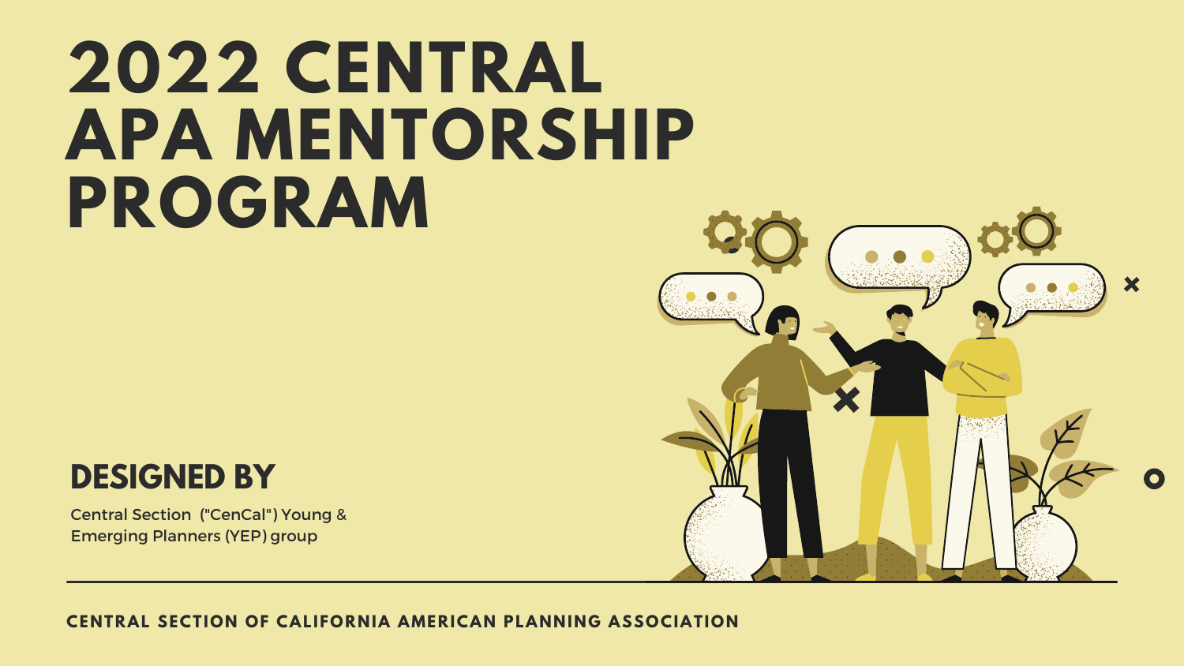# 2022 CENTRAL APA MENTORSHIP PROGRAM

## DESIGNED BY

Central Section ("CenCal") Young & Emerging Planners (YEP) group

**CENTRAL SECTION OF CALIFORNIA AMERICAN PLANNING ASSOCIATION**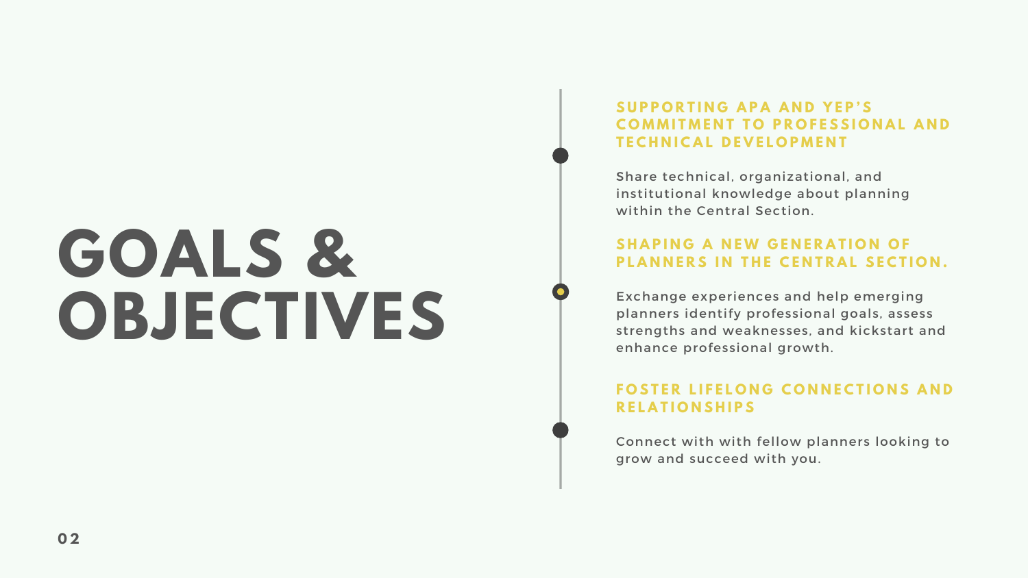# GOALS & OBJECTIVES

### SUPPORTING APA AND YEP'S COMMITMENT TO PROFESSIONAL AND TECHNICAL DEVELOPMENT

Share technical, organizational, and institutional knowledge about planning within the Central Section.

### SHAPING A NEW GENERATION OF PLANNERS IN THE CENTRAL SECTION.

Exchange experiences and help emerging planners identify professional goals, assess strengths and weaknesses, and kickstart and enhance professional growth.

### FOSTER LIFELONG CONNECTIONS AND RELATIONSHIPS

Connect with with fellow planners looking to grow and succeed with you.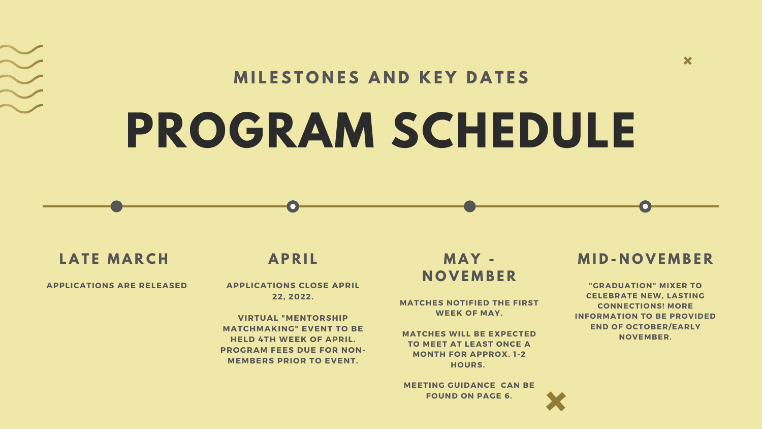### MILESTONES AND KEY DATES

# PROGRAM SCHEDULE

## LATE MARCH

APPLICATIONS ARE RELEASED

## APRIL

APPLICATIONS CLOSE APRIL 22, 2022.

VIRTUAL "MENTORSHIP MATCHMAKING" EVENT TO BE HELD 4TH WEEK OF APRIL. PROGRAM FEES DUE FOR NON-MEMBERS PRIOR TO EVENT.

## MAY - NOVEMBER

MATCHES NOTIFIED THE FIRST WEEK OF MAY.

MATCHES WILL BE EXPECTED TO MEET AT LEAST ONCE A MONTH FOR APPROX. 1-2 HOURS.

MEETING GUIDANCE CAN BE FOUND ON PAGE 6.

## MID-NOVEMBER

"GRADUATION" MIXER TO CELEBRATE NEW, LASTING CONNECTIONS! MORE INFORMATION TO BE PROVIDED END OF OCTOBER/EARLY NOVEMBER.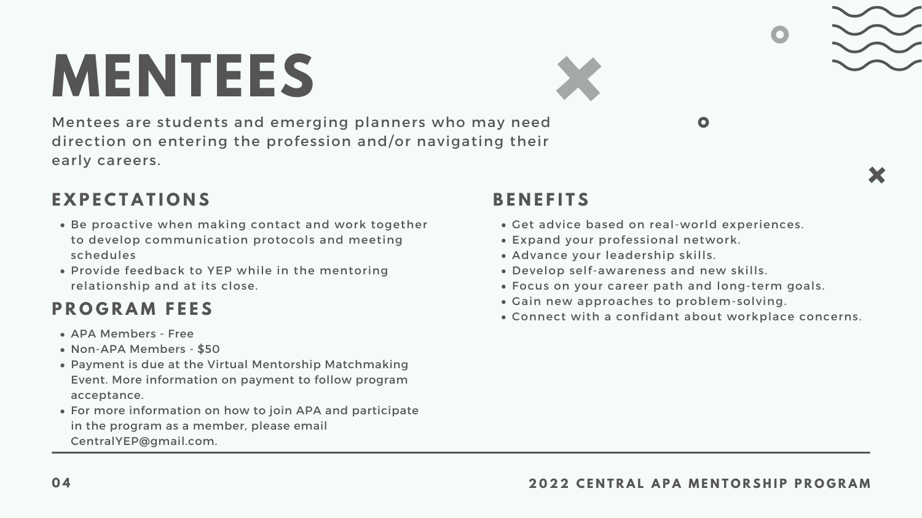# MENTEES

Mentees are students and emerging planners who may need direction on entering the profession and/or navigating their early careers.

## EXPECTATIONS

- Be proactive when making contact and work together to develop communication protocols and meeting schedules
- Provide feedback to YEP while in the mentoring relationship and at its close.

## PROGRAM FEES

- APA Members - Free
- Non-APA Members - $50
- Payment is due at the Virtual Mentorship Matchmaking Event. More information on payment to follow program acceptance.
- For more information on how to join APA and participate in the program as a member, please email CentralYEP@gmail.com.

## BENEFITS

- Get advice based on real-world experiences.
- Expand your professional network.
- Advance your leadership skills.
- Develop self-awareness and new skills.
- Focus on your career path and long-term goals.
- Gain new approaches to problem-solving.
- Connect with a confidant about workplace concerns.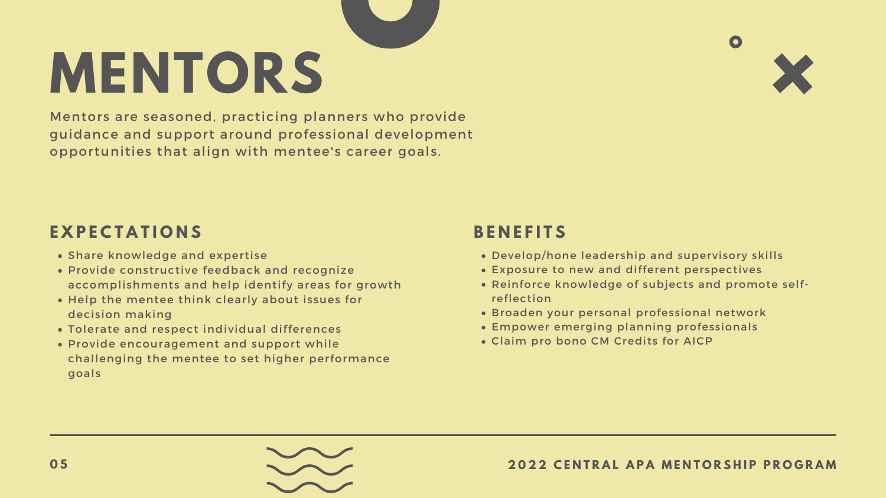# MENTORS

Mentors are seasoned, practicing planners who provide guidance and support around professional development opportunities that align with mentee's career goals.

## EXPECTATIONS

- Share knowledge and expertise
- Provide constructive feedback and recognize accomplishments and help identify areas for growth
- Help the mentee think clearly about issues for decision making
- Tolerate and respect individual differences
- Provide encouragement and support while challenging the mentee to set higher performance goals

## BENEFITS

- Develop/hone leadership and supervisory skills
- Exposure to new and different perspectives
- Reinforce knowledge of subjects and promote self-reflection
- Broaden your personal professional network
- Empower emerging planning professionals
- Claim pro bono CM Credits for AICP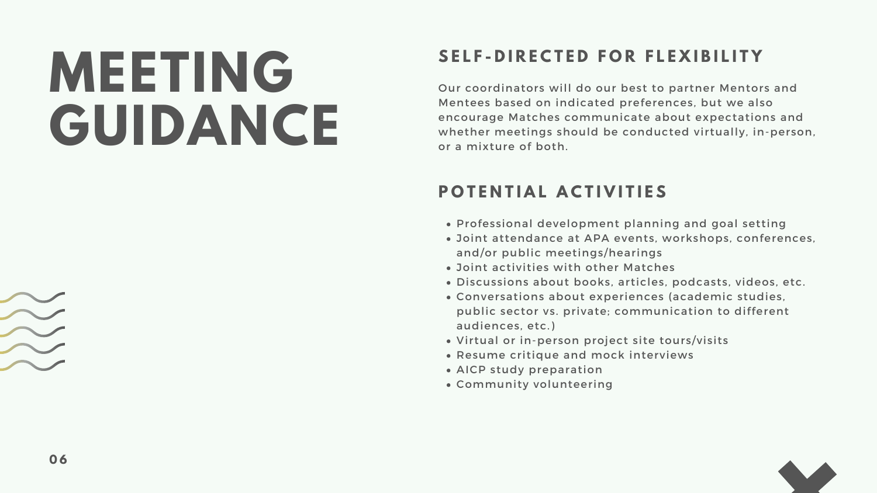# MEETING GUIDANCE

## SELF-DIRECTED FOR FLEXIBILITY

Our coordinators will do our best to partner Mentors and Mentees based on indicated preferences, but we also encourage Matches communicate about expectations and whether meetings should be conducted virtually, in-person, or a mixture of both.

## POTENTIAL ACTIVITIES

- Professional development planning and goal setting
- Joint attendance at APA events, workshops, conferences, and/or public meetings/hearings
- Joint activities with other Matches
- Discussions about books, articles, podcasts, videos, etc.
- Conversations about experiences (academic studies, public sector vs. private; communication to different audiences, etc.)
- Virtual or in-person project site tours/visits
- Resume critique and mock interviews
- AICP study preparation
- Community volunteering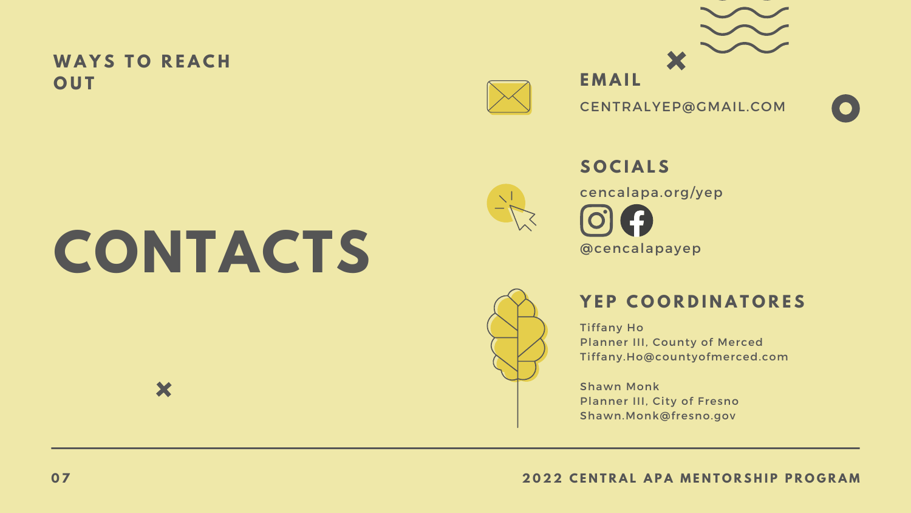WAYS TO REACH OUT

# CONTACTS

## EMAIL

CENTRALYEP@GMAIL.COM

## SOCIALS

cencalapa.org/yep

@cencalapayep

## YEP COORDINATORES

Tiffany Ho
Planner III, County of Merced
Tiffany.Ho@countyofmerced.com

Shawn Monk
Planner III, City of Fresno
Shawn.Monk@fresno.gov